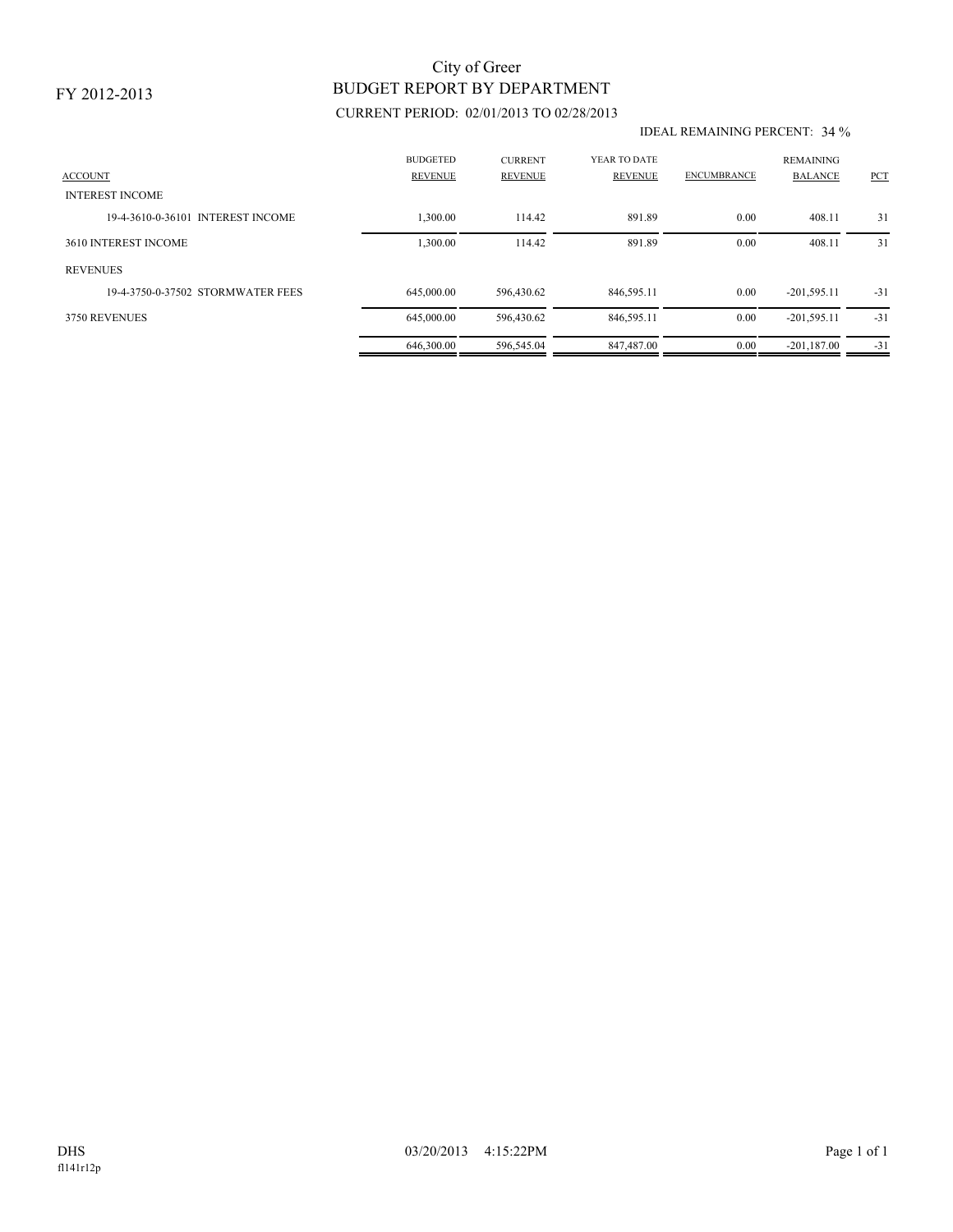FY 2012-2013

# City of Greer
## BUDGET REPORT BY DEPARTMENT
### CURRENT PERIOD: 02/01/2013 TO 02/28/2013

IDEAL REMAINING PERCENT: 34 %

| ACCOUNT | BUDGETED REVENUE | CURRENT REVENUE | YEAR TO DATE REVENUE | ENCUMBRANCE | REMAINING BALANCE | PCT |
|---|---|---|---|---|---|---|
| INTEREST INCOME | | | | | | |
| 19-4-3610-0-36101 INTEREST INCOME | 1,300.00 | 114.42 | 891.89 | 0.00 | 408.11 | 31 |
| 3610 INTEREST INCOME | 1,300.00 | 114.42 | 891.89 | 0.00 | 408.11 | 31 |
| REVENUES | | | | | | |
| 19-4-3750-0-37502 STORMWATER FEES | 645,000.00 | 596,430.62 | 846,595.11 | 0.00 | -201,595.11 | -31 |
| 3750 REVENUES | 645,000.00 | 596,430.62 | 846,595.11 | 0.00 | -201,595.11 | -31 |
| | 646,300.00 | 596,545.04 | 847,487.00 | 0.00 | -201,187.00 | -31 |

DHS 03/20/2013 4:15:22PM
fl141r12p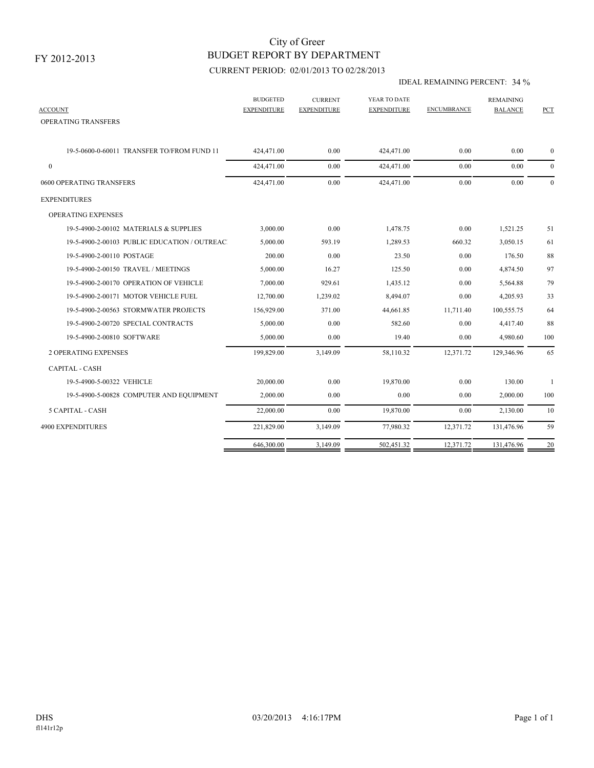FY 2012-2013

# City of Greer

## BUDGET REPORT BY DEPARTMENT

CURRENT PERIOD: 02/01/2013 TO 02/28/2013

IDEAL REMAINING PERCENT: 34 %

| ACCOUNT | BUDGETED EXPENDITURE | CURRENT EXPENDITURE | YEAR TO DATE EXPENDITURE | ENCUMBRANCE | REMAINING BALANCE | PCT |
|---|---|---|---|---|---|---|
| OPERATING TRANSFERS | | | | | | |
| 19-5-0600-0-60011 TRANSFER TO/FROM FUND 11 | 424,471.00 | 0.00 | 424,471.00 | 0.00 | 0.00 | 0 |
| 0 | 424,471.00 | 0.00 | 424,471.00 | 0.00 | 0.00 | 0 |
| 0600 OPERATING TRANSFERS | 424,471.00 | 0.00 | 424,471.00 | 0.00 | 0.00 | 0 |
| EXPENDITURES | | | | | | |
| OPERATING EXPENSES | | | | | | |
| 19-5-4900-2-00102 MATERIALS & SUPPLIES | 3,000.00 | 0.00 | 1,478.75 | 0.00 | 1,521.25 | 51 |
| 19-5-4900-2-00103 PUBLIC EDUCATION / OUTREAC | 5,000.00 | 593.19 | 1,289.53 | 660.32 | 3,050.15 | 61 |
| 19-5-4900-2-00110 POSTAGE | 200.00 | 0.00 | 23.50 | 0.00 | 176.50 | 88 |
| 19-5-4900-2-00150 TRAVEL / MEETINGS | 5,000.00 | 16.27 | 125.50 | 0.00 | 4,874.50 | 97 |
| 19-5-4900-2-00170 OPERATION OF VEHICLE | 7,000.00 | 929.61 | 1,435.12 | 0.00 | 5,564.88 | 79 |
| 19-5-4900-2-00171 MOTOR VEHICLE FUEL | 12,700.00 | 1,239.02 | 8,494.07 | 0.00 | 4,205.93 | 33 |
| 19-5-4900-2-00563 STORMWATER PROJECTS | 156,929.00 | 371.00 | 44,661.85 | 11,711.40 | 100,555.75 | 64 |
| 19-5-4900-2-00720 SPECIAL CONTRACTS | 5,000.00 | 0.00 | 582.60 | 0.00 | 4,417.40 | 88 |
| 19-5-4900-2-00810 SOFTWARE | 5,000.00 | 0.00 | 19.40 | 0.00 | 4,980.60 | 100 |
| 2 OPERATING EXPENSES | 199,829.00 | 3,149.09 | 58,110.32 | 12,371.72 | 129,346.96 | 65 |
| CAPITAL - CASH | | | | | | |
| 19-5-4900-5-00322 VEHICLE | 20,000.00 | 0.00 | 19,870.00 | 0.00 | 130.00 | 1 |
| 19-5-4900-5-00828 COMPUTER AND EQUIPMENT | 2,000.00 | 0.00 | 0.00 | 0.00 | 2,000.00 | 100 |
| 5 CAPITAL - CASH | 22,000.00 | 0.00 | 19,870.00 | 0.00 | 2,130.00 | 10 |
| 4900 EXPENDITURES | 221,829.00 | 3,149.09 | 77,980.32 | 12,371.72 | 131,476.96 | 59 |
| | 646,300.00 | 3,149.09 | 502,451.32 | 12,371.72 | 131,476.96 | 20 |

DHS 03/20/2013 4:16:17PM

fl141r12p